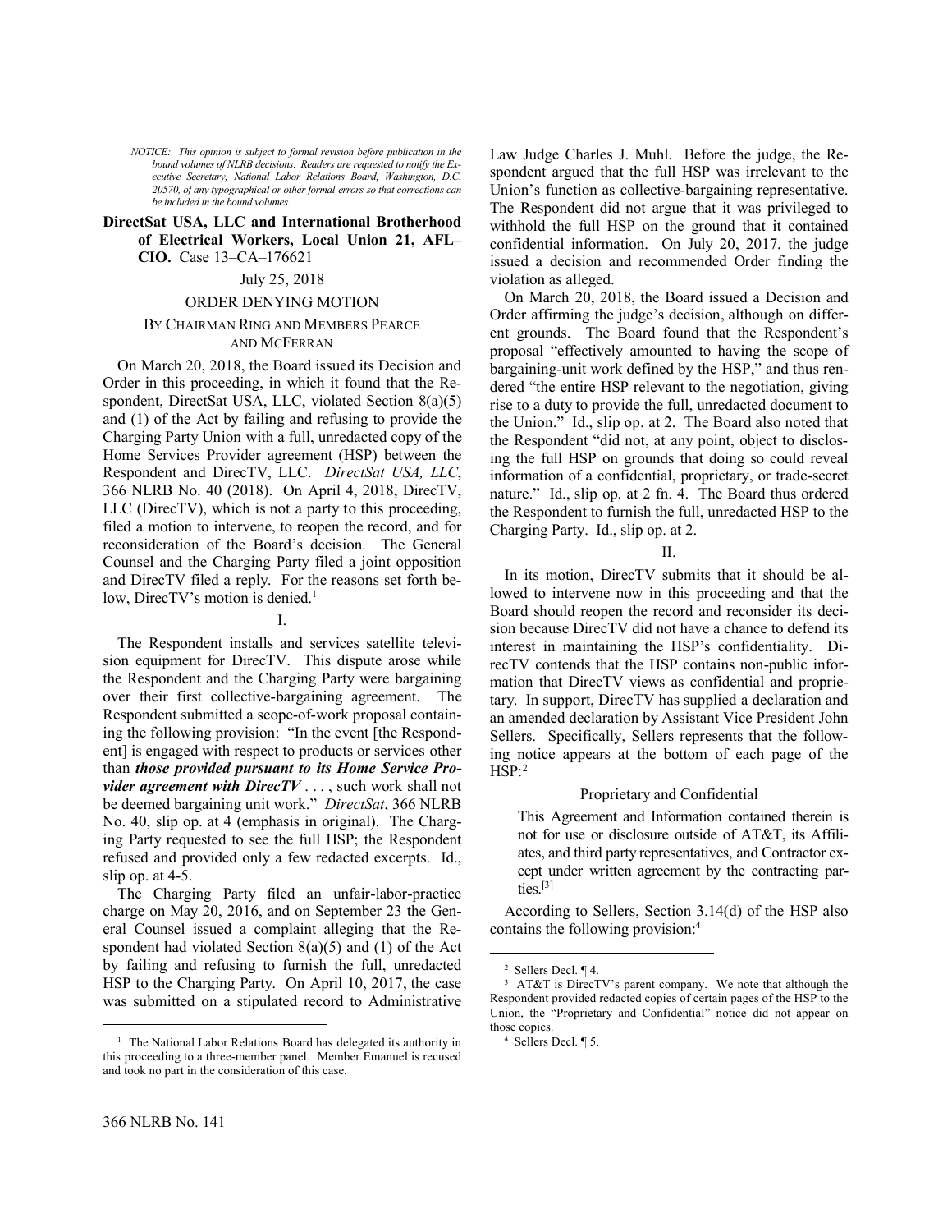*NOTICE: This opinion is subject to formal revision before publication in the bound volumes of NLRB decisions. Readers are requested to notify the Executive Secretary, National Labor Relations Board, Washington, D.C. 20570, of any typographical or other formal errors so that corrections can be included in the bound volumes.*

**DirectSat USA, LLC and International Brotherhood of Electrical Workers, Local Union 21, AFL–CIO.** Case 13–CA–176621

July 25, 2018

ORDER DENYING MOTION

BY CHAIRMAN RING AND MEMBERS PEARCE AND MCFERRAN

On March 20, 2018, the Board issued its Decision and Order in this proceeding, in which it found that the Respondent, DirectSat USA, LLC, violated Section 8(a)(5) and (1) of the Act by failing and refusing to provide the Charging Party Union with a full, unredacted copy of the Home Services Provider agreement (HSP) between the Respondent and DirecTV, LLC. *DirectSat USA, LLC*, 366 NLRB No. 40 (2018). On April 4, 2018, DirecTV, LLC (DirecTV), which is not a party to this proceeding, filed a motion to intervene, to reopen the record, and for reconsideration of the Board's decision. The General Counsel and the Charging Party filed a joint opposition and DirecTV filed a reply. For the reasons set forth below, DirecTV's motion is denied.[1]

I.

The Respondent installs and services satellite television equipment for DirecTV. This dispute arose while the Respondent and the Charging Party were bargaining over their first collective-bargaining agreement. The Respondent submitted a scope-of-work proposal containing the following provision: "In the event [the Respondent] is engaged with respect to products or services other than ***those provided pursuant to its Home Service Provider agreement with DirecTV*** . . . , such work shall not be deemed bargaining unit work." *DirectSat*, 366 NLRB No. 40, slip op. at 4 (emphasis in original). The Charging Party requested to see the full HSP; the Respondent refused and provided only a few redacted excerpts. Id., slip op. at 4-5.

The Charging Party filed an unfair-labor-practice charge on May 20, 2016, and on September 23 the General Counsel issued a complaint alleging that the Respondent had violated Section 8(a)(5) and (1) of the Act by failing and refusing to furnish the full, unredacted HSP to the Charging Party. On April 10, 2017, the case was submitted on a stipulated record to Administrative Law Judge Charles J. Muhl. Before the judge, the Respondent argued that the full HSP was irrelevant to the Union's function as collective-bargaining representative. The Respondent did not argue that it was privileged to withhold the full HSP on the ground that it contained confidential information. On July 20, 2017, the judge issued a decision and recommended Order finding the violation as alleged.

On March 20, 2018, the Board issued a Decision and Order affirming the judge's decision, although on different grounds. The Board found that the Respondent's proposal "effectively amounted to having the scope of bargaining-unit work defined by the HSP," and thus rendered "the entire HSP relevant to the negotiation, giving rise to a duty to provide the full, unredacted document to the Union." Id., slip op. at 2. The Board also noted that the Respondent "did not, at any point, object to disclosing the full HSP on grounds that doing so could reveal information of a confidential, proprietary, or trade-secret nature." Id., slip op. at 2 fn. 4. The Board thus ordered the Respondent to furnish the full, unredacted HSP to the Charging Party. Id., slip op. at 2.

II.

In its motion, DirecTV submits that it should be allowed to intervene now in this proceeding and that the Board should reopen the record and reconsider its decision because DirecTV did not have a chance to defend its interest in maintaining the HSP's confidentiality. DirecTV contends that the HSP contains non-public information that DirecTV views as confidential and proprietary. In support, DirecTV has supplied a declaration and an amended declaration by Assistant Vice President John Sellers. Specifically, Sellers represents that the following notice appears at the bottom of each page of the HSP:[2]

> Proprietary and Confidential
>
> This Agreement and Information contained therein is not for use or disclosure outside of AT&T, its Affiliates, and third party representatives, and Contractor except under written agreement by the contracting parties.[3]

According to Sellers, Section 3.14(d) of the HSP also contains the following provision:[4]

---

[1] The National Labor Relations Board has delegated its authority in this proceeding to a three-member panel. Member Emanuel is recused and took no part in the consideration of this case.

[2] Sellers Decl. ¶ 4.

[3] AT&T is DirecTV's parent company. We note that although the Respondent provided redacted copies of certain pages of the HSP to the Union, the "Proprietary and Confidential" notice did not appear on those copies.

[4] Sellers Decl. ¶ 5.

366 NLRB No. 141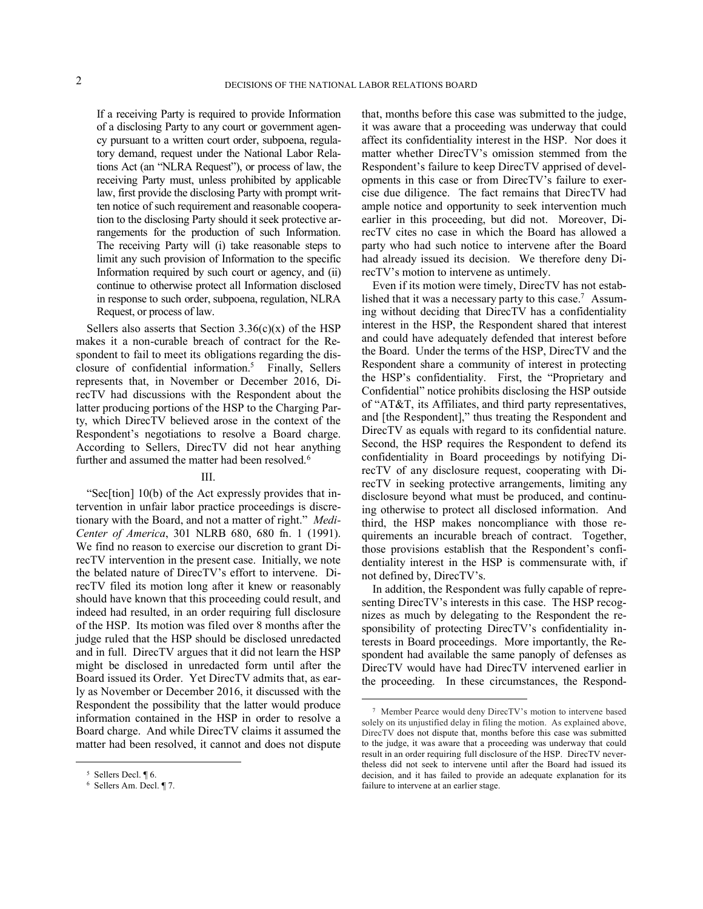> If a receiving Party is required to provide Information of a disclosing Party to any court or government agency pursuant to a written court order, subpoena, regulatory demand, request under the National Labor Relations Act (an "NLRA Request"), or process of law, the receiving Party must, unless prohibited by applicable law, first provide the disclosing Party with prompt written notice of such requirement and reasonable cooperation to the disclosing Party should it seek protective arrangements for the production of such Information. The receiving Party will (i) take reasonable steps to limit any such provision of Information to the specific Information required by such court or agency, and (ii) continue to otherwise protect all Information disclosed in response to such order, subpoena, regulation, NLRA Request, or process of law.

Sellers also asserts that Section 3.36(c)(x) of the HSP makes it a non-curable breach of contract for the Respondent to fail to meet its obligations regarding the disclosure of confidential information.[5] Finally, Sellers represents that, in November or December 2016, DirecTV had discussions with the Respondent about the latter producing portions of the HSP to the Charging Party, which DirecTV believed arose in the context of the Respondent's negotiations to resolve a Board charge. According to Sellers, DirecTV did not hear anything further and assumed the matter had been resolved.[6]

## III.

"Sec[tion] 10(b) of the Act expressly provides that intervention in unfair labor practice proceedings is discretionary with the Board, and not a matter of right." *Medi-Center of America*, 301 NLRB 680, 680 fn. 1 (1991). We find no reason to exercise our discretion to grant DirecTV intervention in the present case. Initially, we note the belated nature of DirecTV's effort to intervene. DirecTV filed its motion long after it knew or reasonably should have known that this proceeding could result, and indeed had resulted, in an order requiring full disclosure of the HSP. Its motion was filed over 8 months after the judge ruled that the HSP should be disclosed unredacted and in full. DirecTV argues that it did not learn the HSP might be disclosed in unredacted form until after the Board issued its Order. Yet DirecTV admits that, as early as November or December 2016, it discussed with the Respondent the possibility that the latter would produce information contained in the HSP in order to resolve a Board charge. And while DirecTV claims it assumed the matter had been resolved, it cannot and does not dispute that, months before this case was submitted to the judge, it was aware that a proceeding was underway that could affect its confidentiality interest in the HSP. Nor does it matter whether DirecTV's omission stemmed from the Respondent's failure to keep DirecTV apprised of developments in this case or from DirecTV's failure to exercise due diligence. The fact remains that DirecTV had ample notice and opportunity to seek intervention much earlier in this proceeding, but did not. Moreover, DirecTV cites no case in which the Board has allowed a party who had such notice to intervene after the Board had already issued its decision. We therefore deny DirecTV's motion to intervene as untimely.

Even if its motion were timely, DirecTV has not established that it was a necessary party to this case.[7] Assuming without deciding that DirecTV has a confidentiality interest in the HSP, the Respondent shared that interest and could have adequately defended that interest before the Board. Under the terms of the HSP, DirecTV and the Respondent share a community of interest in protecting the HSP's confidentiality. First, the "Proprietary and Confidential" notice prohibits disclosing the HSP outside of "AT&T, its Affiliates, and third party representatives, and [the Respondent]," thus treating the Respondent and DirecTV as equals with regard to its confidential nature. Second, the HSP requires the Respondent to defend its confidentiality in Board proceedings by notifying DirecTV of any disclosure request, cooperating with DirecTV in seeking protective arrangements, limiting any disclosure beyond what must be produced, and continuing otherwise to protect all disclosed information. And third, the HSP makes noncompliance with those requirements an incurable breach of contract. Together, those provisions establish that the Respondent's confidentiality interest in the HSP is commensurate with, if not defined by, DirecTV's.

In addition, the Respondent was fully capable of representing DirecTV's interests in this case. The HSP recognizes as much by delegating to the Respondent the responsibility of protecting DirecTV's confidentiality interests in Board proceedings. More importantly, the Respondent had available the same panoply of defenses as DirecTV would have had DirecTV intervened earlier in the proceeding. In these circumstances, the Respond-

---

[5] Sellers Decl. ¶ 6.

[6] Sellers Am. Decl. ¶ 7.

[7] Member Pearce would deny DirecTV's motion to intervene based solely on its unjustified delay in filing the motion. As explained above, DirecTV does not dispute that, months before this case was submitted to the judge, it was aware that a proceeding was underway that could result in an order requiring full disclosure of the HSP. DirecTV nevertheless did not seek to intervene until after the Board had issued its decision, and it has failed to provide an adequate explanation for its failure to intervene at an earlier stage.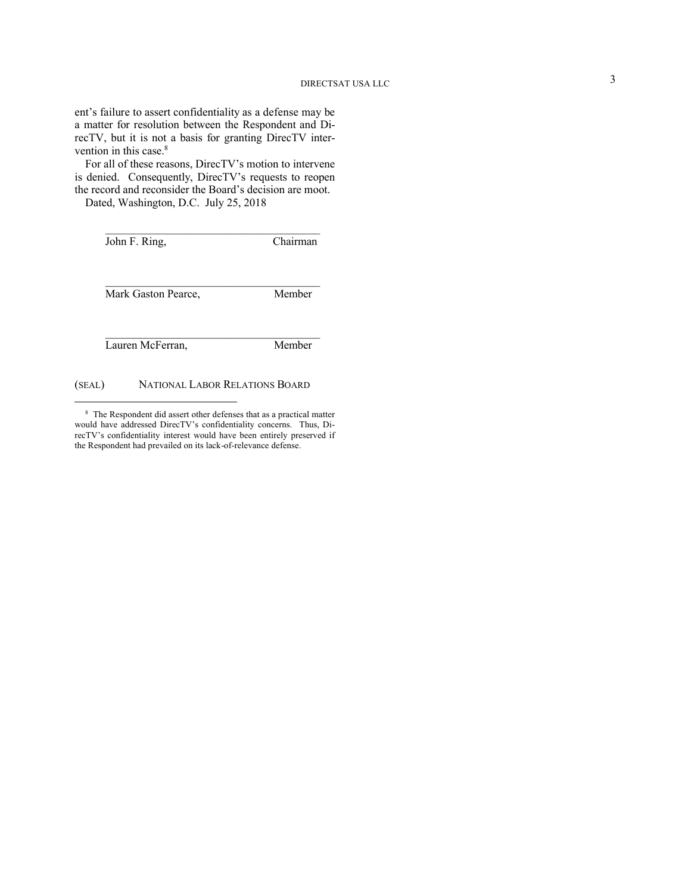ent's failure to assert confidentiality as a defense may be a matter for resolution between the Respondent and DirecTV, but it is not a basis for granting DirecTV intervention in this case.[8]

For all of these reasons, DirecTV's motion to intervene is denied. Consequently, DirecTV's requests to reopen the record and reconsider the Board's decision are moot.

Dated, Washington, D.C. July 25, 2018

______________________________________
John F. Ring, Chairman

______________________________________
Mark Gaston Pearce, Member

______________________________________
Lauren McFerran, Member

(SEAL) NATIONAL LABOR RELATIONS BOARD

---

[8] The Respondent did assert other defenses that as a practical matter would have addressed DirecTV's confidentiality concerns. Thus, DirecTV's confidentiality interest would have been entirely preserved if the Respondent had prevailed on its lack-of-relevance defense.